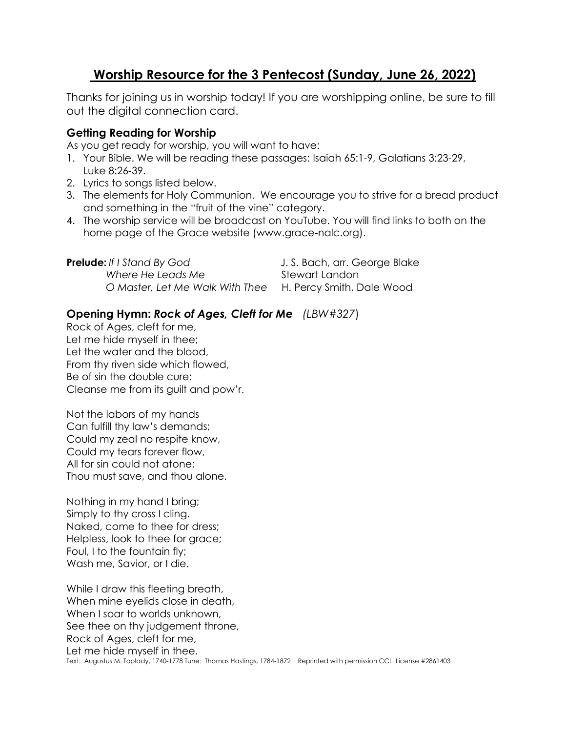# Worship Resource for the 3 Pentecost (Sunday, June 26, 2022)

Thanks for joining us in worship today! If you are worshipping online, be sure to fill out the digital connection card.

### Getting Reading for Worship

As you get ready for worship, you will want to have:

1. Your Bible. We will be reading these passages: Isaiah 65:1-9, Galatians 3:23-29, Luke 8:26-39.
2. Lyrics to songs listed below.
3. The elements for Holy Communion. We encourage you to strive for a bread product and something in the "fruit of the vine" category.
4. The worship service will be broadcast on YouTube. You will find links to both on the home page of the Grace website (www.grace-nalc.org).

**Prelude:** *If I Stand By God* — J. S. Bach, arr. George Blake
*Where He Leads Me* — Stewart Landon
*O Master, Let Me Walk With Thee* — H. Percy Smith, Dale Wood

### Opening Hymn: *Rock of Ages, Cleft for Me* *(LBW#327)*

Rock of Ages, cleft for me,
Let me hide myself in thee;
Let the water and the blood,
From thy riven side which flowed,
Be of sin the double cure:
Cleanse me from its guilt and pow'r.

Not the labors of my hands
Can fulfill thy law's demands;
Could my zeal no respite know,
Could my tears forever flow,
All for sin could not atone;
Thou must save, and thou alone.

Nothing in my hand I bring;
Simply to thy cross I cling.
Naked, come to thee for dress;
Helpless, look to thee for grace;
Foul, I to the fountain fly;
Wash me, Savior, or I die.

While I draw this fleeting breath,
When mine eyelids close in death,
When I soar to worlds unknown,
See thee on thy judgement throne,
Rock of Ages, cleft for me,
Let me hide myself in thee.

Text: Augustus M. Toplady, 1740-1778 Tune: Thomas Hastings, 1784-1872 Reprinted with permission CCLI License #2861403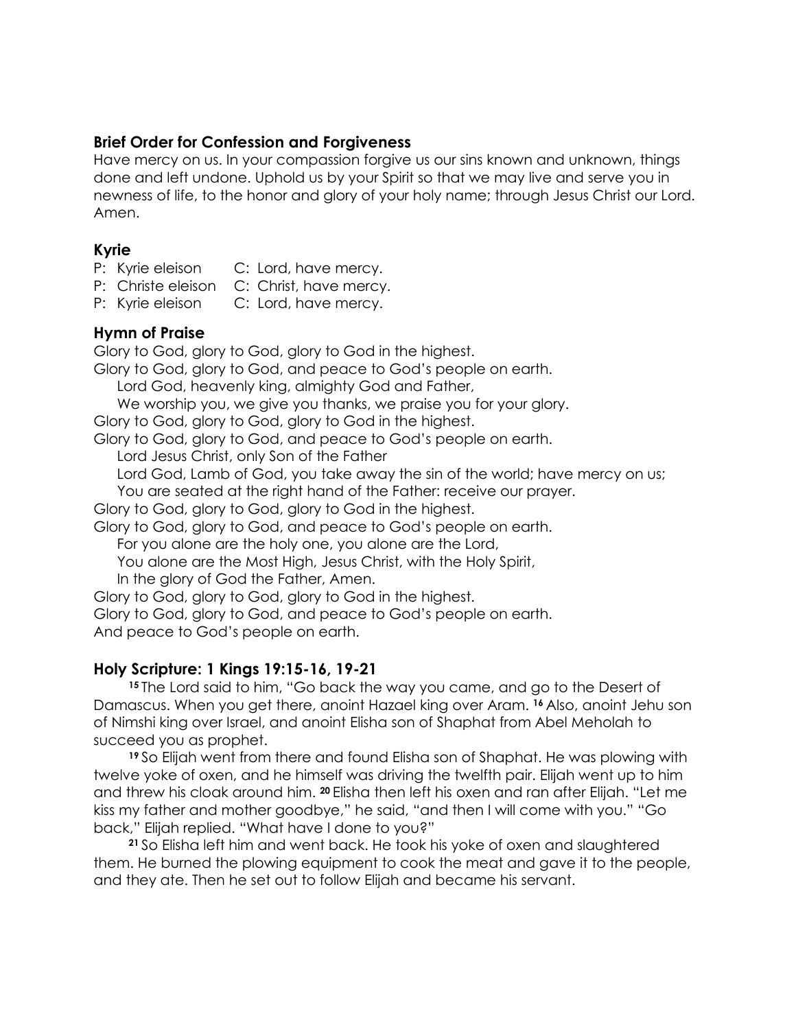### Brief Order for Confession and Forgiveness

Have mercy on us. In your compassion forgive us our sins known and unknown, things done and left undone. Uphold us by your Spirit so that we may live and serve you in newness of life, to the honor and glory of your holy name; through Jesus Christ our Lord. Amen.

### Kyrie

P: Kyrie eleison  C: Lord, have mercy.
P: Christe eleison  C: Christ, have mercy.
P: Kyrie eleison  C: Lord, have mercy.

### Hymn of Praise

Glory to God, glory to God, glory to God in the highest.
Glory to God, glory to God, and peace to God's people on earth.
  Lord God, heavenly king, almighty God and Father,
  We worship you, we give you thanks, we praise you for your glory.
Glory to God, glory to God, glory to God in the highest.
Glory to God, glory to God, and peace to God's people on earth.
  Lord Jesus Christ, only Son of the Father
  Lord God, Lamb of God, you take away the sin of the world; have mercy on us;
  You are seated at the right hand of the Father: receive our prayer.
Glory to God, glory to God, glory to God in the highest.
Glory to God, glory to God, and peace to God's people on earth.
  For you alone are the holy one, you alone are the Lord,
  You alone are the Most High, Jesus Christ, with the Holy Spirit,
  In the glory of God the Father, Amen.
Glory to God, glory to God, glory to God in the highest.
Glory to God, glory to God, and peace to God's people on earth.
And peace to God's people on earth.

### Holy Scripture: 1 Kings 19:15-16, 19-21

**15** The Lord said to him, "Go back the way you came, and go to the Desert of Damascus. When you get there, anoint Hazael king over Aram. **16** Also, anoint Jehu son of Nimshi king over Israel, and anoint Elisha son of Shaphat from Abel Meholah to succeed you as prophet.

**19** So Elijah went from there and found Elisha son of Shaphat. He was plowing with twelve yoke of oxen, and he himself was driving the twelfth pair. Elijah went up to him and threw his cloak around him. **20** Elisha then left his oxen and ran after Elijah. "Let me kiss my father and mother goodbye," he said, "and then I will come with you." "Go back," Elijah replied. "What have I done to you?"

**21** So Elisha left him and went back. He took his yoke of oxen and slaughtered them. He burned the plowing equipment to cook the meat and gave it to the people, and they ate. Then he set out to follow Elijah and became his servant.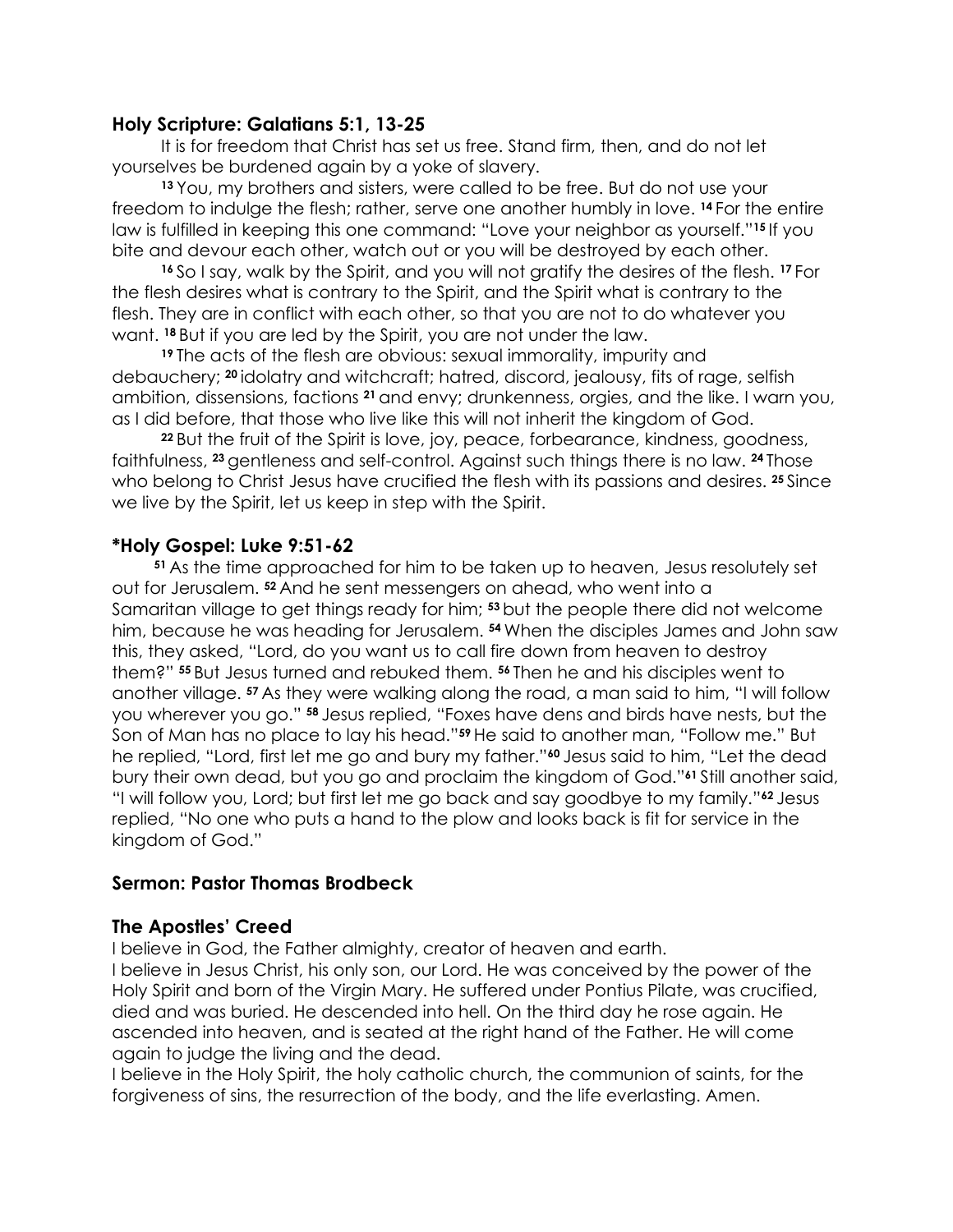### Holy Scripture: Galatians 5:1, 13-25

It is for freedom that Christ has set us free. Stand firm, then, and do not let yourselves be burdened again by a yoke of slavery.

**13** You, my brothers and sisters, were called to be free. But do not use your freedom to indulge the flesh; rather, serve one another humbly in love. **14** For the entire law is fulfilled in keeping this one command: "Love your neighbor as yourself." **15** If you bite and devour each other, watch out or you will be destroyed by each other.

**16** So I say, walk by the Spirit, and you will not gratify the desires of the flesh. **17** For the flesh desires what is contrary to the Spirit, and the Spirit what is contrary to the flesh. They are in conflict with each other, so that you are not to do whatever you want. **18** But if you are led by the Spirit, you are not under the law.

**19** The acts of the flesh are obvious: sexual immorality, impurity and debauchery; **20** idolatry and witchcraft; hatred, discord, jealousy, fits of rage, selfish ambition, dissensions, factions **21** and envy; drunkenness, orgies, and the like. I warn you, as I did before, that those who live like this will not inherit the kingdom of God.

**22** But the fruit of the Spirit is love, joy, peace, forbearance, kindness, goodness, faithfulness, **23** gentleness and self-control. Against such things there is no law. **24** Those who belong to Christ Jesus have crucified the flesh with its passions and desires. **25** Since we live by the Spirit, let us keep in step with the Spirit.

### *Holy Gospel: Luke 9:51-62

**51** As the time approached for him to be taken up to heaven, Jesus resolutely set out for Jerusalem. **52** And he sent messengers on ahead, who went into a Samaritan village to get things ready for him; **53** but the people there did not welcome him, because he was heading for Jerusalem. **54** When the disciples James and John saw this, they asked, "Lord, do you want us to call fire down from heaven to destroy them?" **55** But Jesus turned and rebuked them. **56** Then he and his disciples went to another village. **57** As they were walking along the road, a man said to him, "I will follow you wherever you go." **58** Jesus replied, "Foxes have dens and birds have nests, but the Son of Man has no place to lay his head." **59** He said to another man, "Follow me." But he replied, "Lord, first let me go and bury my father." **60** Jesus said to him, "Let the dead bury their own dead, but you go and proclaim the kingdom of God." **61** Still another said, "I will follow you, Lord; but first let me go back and say goodbye to my family." **62** Jesus replied, "No one who puts a hand to the plow and looks back is fit for service in the kingdom of God."

### Sermon: Pastor Thomas Brodbeck

### The Apostles' Creed

I believe in God, the Father almighty, creator of heaven and earth.
I believe in Jesus Christ, his only son, our Lord. He was conceived by the power of the Holy Spirit and born of the Virgin Mary. He suffered under Pontius Pilate, was crucified, died and was buried. He descended into hell. On the third day he rose again. He ascended into heaven, and is seated at the right hand of the Father. He will come again to judge the living and the dead.
I believe in the Holy Spirit, the holy catholic church, the communion of saints, for the forgiveness of sins, the resurrection of the body, and the life everlasting. Amen.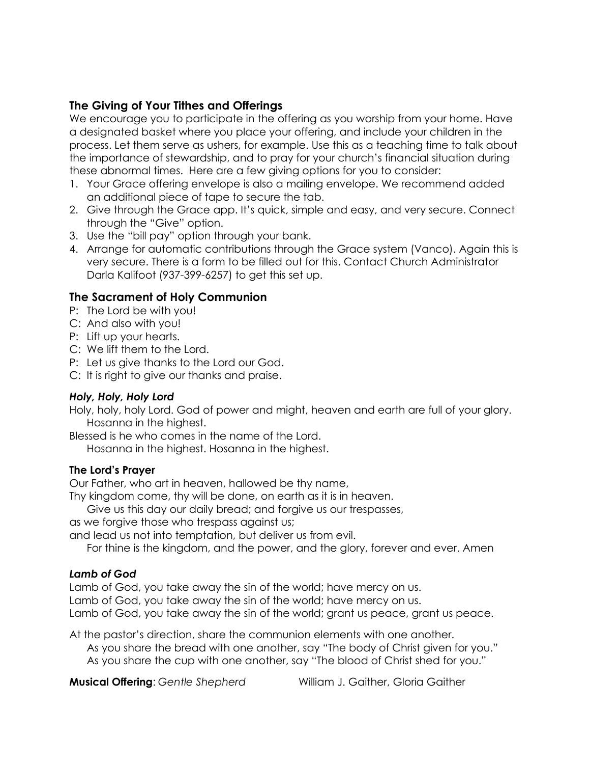## The Giving of Your Tithes and Offerings

We encourage you to participate in the offering as you worship from your home. Have a designated basket where you place your offering, and include your children in the process. Let them serve as ushers, for example. Use this as a teaching time to talk about the importance of stewardship, and to pray for your church's financial situation during these abnormal times. Here are a few giving options for you to consider:

1. Your Grace offering envelope is also a mailing envelope. We recommend added an additional piece of tape to secure the tab.
2. Give through the Grace app. It's quick, simple and easy, and very secure. Connect through the "Give" option.
3. Use the "bill pay" option through your bank.
4. Arrange for automatic contributions through the Grace system (Vanco). Again this is very secure. There is a form to be filled out for this. Contact Church Administrator Darla Kalifoot (937-399-6257) to get this set up.

## The Sacrament of Holy Communion

P: The Lord be with you!
C: And also with you!
P: Lift up your hearts.
C: We lift them to the Lord.
P: Let us give thanks to the Lord our God.
C: It is right to give our thanks and praise.

### *Holy, Holy, Holy Lord*

Holy, holy, holy Lord. God of power and might, heaven and earth are full of your glory.
Hosanna in the highest.
Blessed is he who comes in the name of the Lord.
Hosanna in the highest. Hosanna in the highest.

### The Lord's Prayer

Our Father, who art in heaven, hallowed be thy name,
Thy kingdom come, thy will be done, on earth as it is in heaven.
Give us this day our daily bread; and forgive us our trespasses,
as we forgive those who trespass against us;
and lead us not into temptation, but deliver us from evil.
For thine is the kingdom, and the power, and the glory, forever and ever. Amen

### *Lamb of God*

Lamb of God, you take away the sin of the world; have mercy on us.
Lamb of God, you take away the sin of the world; have mercy on us.
Lamb of God, you take away the sin of the world; grant us peace, grant us peace.

At the pastor's direction, share the communion elements with one another.
As you share the bread with one another, say "The body of Christ given for you."
As you share the cup with one another, say "The blood of Christ shed for you."

**Musical Offering**: *Gentle Shepherd* William J. Gaither, Gloria Gaither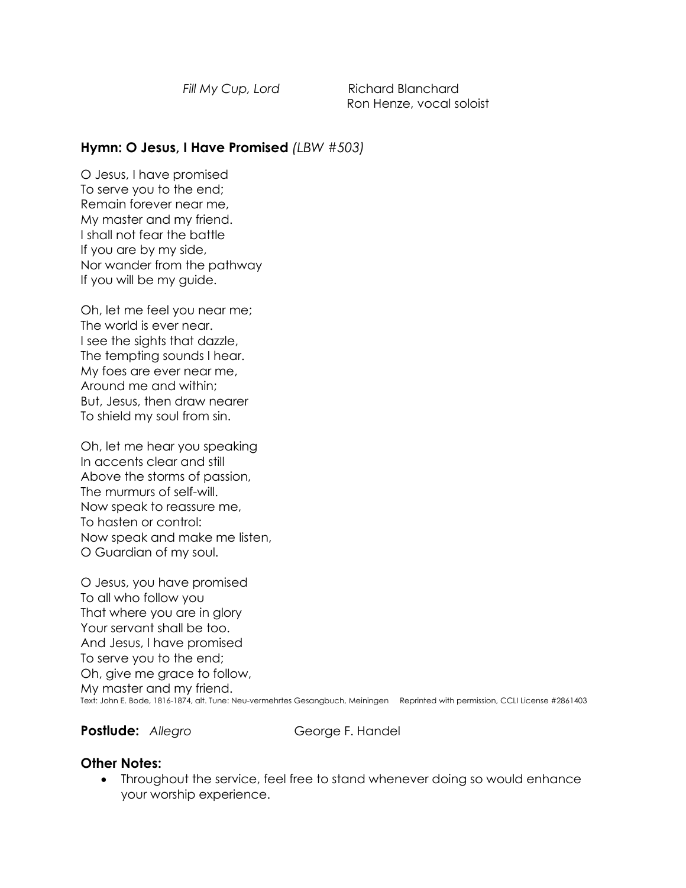*Fill My Cup, Lord* Richard Blanchard
Ron Henze, vocal soloist

### Hymn: O Jesus, I Have Promised *(LBW #503)*

O Jesus, I have promised
To serve you to the end;
Remain forever near me,
My master and my friend.
I shall not fear the battle
If you are by my side,
Nor wander from the pathway
If you will be my guide.

Oh, let me feel you near me;
The world is ever near.
I see the sights that dazzle,
The tempting sounds I hear.
My foes are ever near me,
Around me and within;
But, Jesus, then draw nearer
To shield my soul from sin.

Oh, let me hear you speaking
In accents clear and still
Above the storms of passion,
The murmurs of self-will.
Now speak to reassure me,
To hasten or control:
Now speak and make me listen,
O Guardian of my soul.

O Jesus, you have promised
To all who follow you
That where you are in glory
Your servant shall be too.
And Jesus, I have promised
To serve you to the end;
Oh, give me grace to follow,
My master and my friend.

Text: John E. Bode, 1816-1874, alt. Tune: Neu-vermehrtes Gesangbuch, Meiningen Reprinted with permission, CCLI License #2861403

**Postlude:** *Allegro* George F. Handel

### Other Notes:

- Throughout the service, feel free to stand whenever doing so would enhance your worship experience.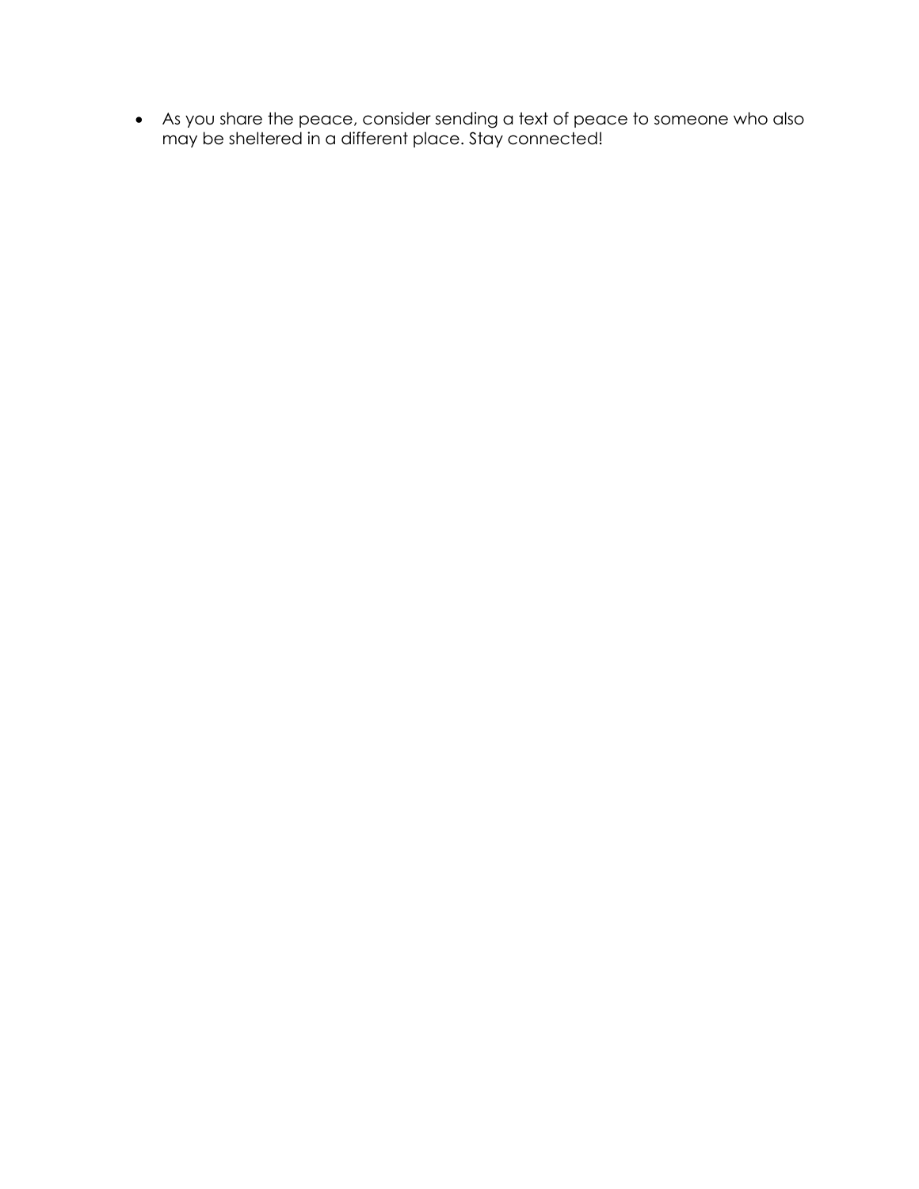- As you share the peace, consider sending a text of peace to someone who also may be sheltered in a different place. Stay connected!